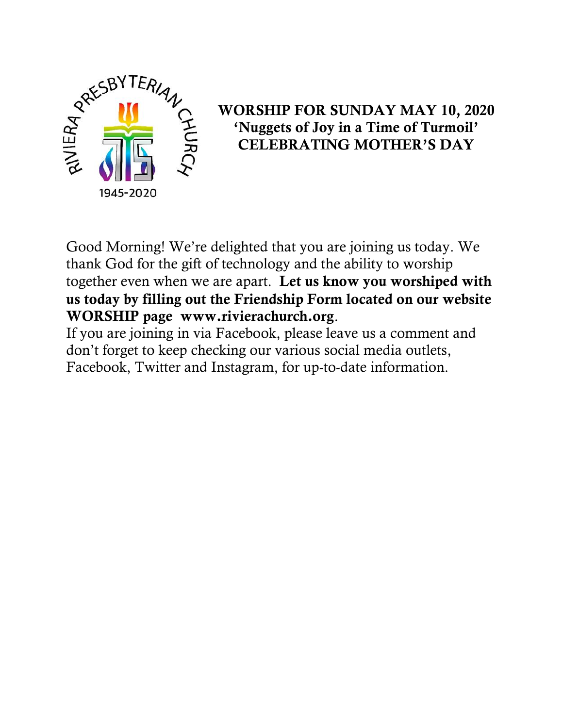RIVIERA PRESBYTERIAN CHURCH

1945-2020

# WORSHIP FOR SUNDAY MAY 10, 2020
## 'Nuggets of Joy in a Time of Turmoil'
## CELEBRATING MOTHER'S DAY

Good Morning! We're delighted that you are joining us today. We thank God for the gift of technology and the ability to worship together even when we are apart. **Let us know you worshiped with us today by filling out the Friendship Form located on our website WORSHIP page www.rivierachurch.org**.

If you are joining in via Facebook, please leave us a comment and don't forget to keep checking our various social media outlets, Facebook, Twitter and Instagram, for up-to-date information.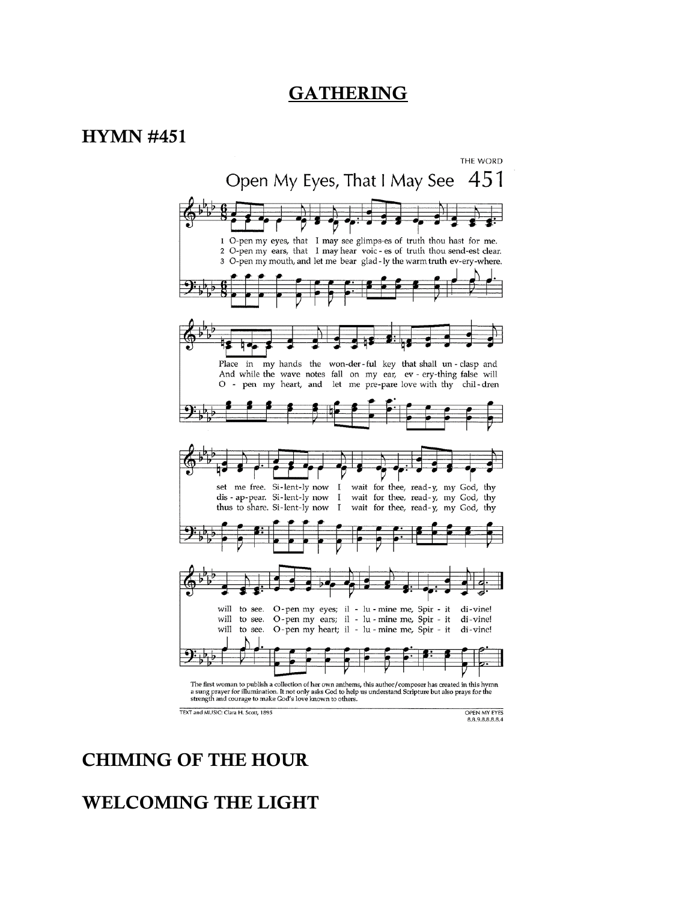# GATHERING

## HYMN #451

THE WORD

Open My Eyes, That I May See 451

1 O-pen my eyes, that I may see glimps-es of truth thou hast for me. Place in my hands the won-der-ful key that shall un-clasp and set me free. Si-lent-ly now I wait for thee, read-y, my God, thy will to see. O-pen my eyes; il-lu-mine me, Spir-it di-vine!

2 O-pen my ears, that I may hear voic-es of truth thou send-est clear. And while the wave notes fall on my ear, ev-ery-thing false will dis-ap-pear. Si-lent-ly now I wait for thee, read-y, my God, thy will to see. O-pen my ears; il-lu-mine me, Spir-it di-vine!

3 O-pen my mouth, and let me bear glad-ly the warm truth ev-ery-where. O-pen my heart, and let me pre-pare love with thy chil-dren thus to share. Si-lent-ly now I wait for thee, read-y, my God, thy will to see. O-pen my heart; il-lu-mine me, Spir-it di-vine!

The first woman to publish a collection of her own anthems, this author/composer has created in this hymn a sung prayer for illumination. It not only asks God to help us understand Scripture but also prays for the strength and courage to make God's love known to others.

TEXT and MUSIC: Clara H. Scott, 1895

OPEN MY EYES
8.8.9.8.8.8.8.4

## CHIMING OF THE HOUR

## WELCOMING THE LIGHT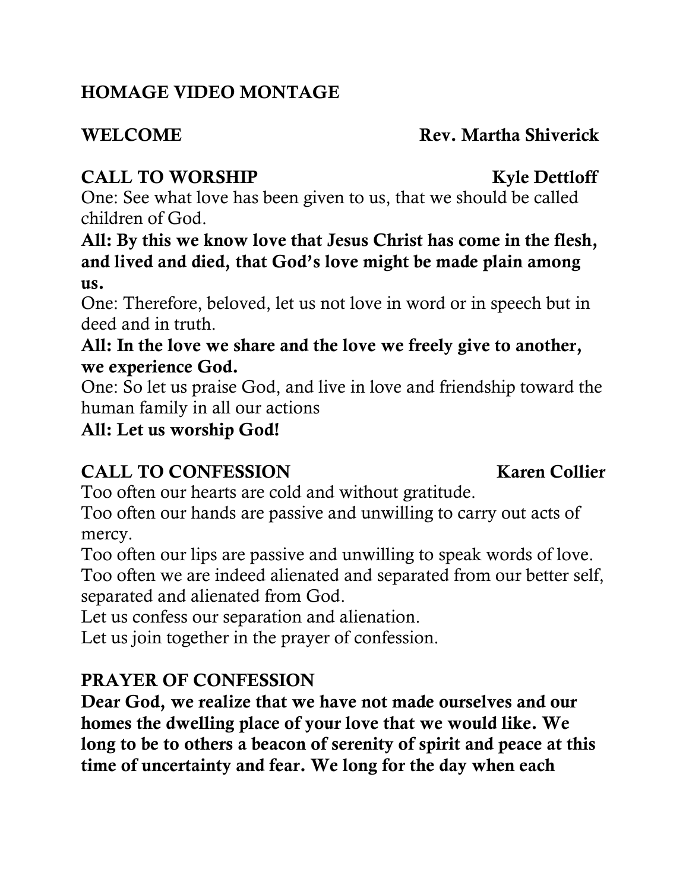**HOMAGE VIDEO MONTAGE**

**WELCOME** **Rev. Martha Shiverick**

**CALL TO WORSHIP** **Kyle Dettloff**

One: See what love has been given to us, that we should be called children of God.

**All: By this we know love that Jesus Christ has come in the flesh, and lived and died, that God's love might be made plain among us.**

One: Therefore, beloved, let us not love in word or in speech but in deed and in truth.

**All: In the love we share and the love we freely give to another, we experience God.**

One: So let us praise God, and live in love and friendship toward the human family in all our actions

**All: Let us worship God!**

**CALL TO CONFESSION** **Karen Collier**

Too often our hearts are cold and without gratitude.
Too often our hands are passive and unwilling to carry out acts of mercy.
Too often our lips are passive and unwilling to speak words of love.
Too often we are indeed alienated and separated from our better self, separated and alienated from God.
Let us confess our separation and alienation.
Let us join together in the prayer of confession.

**PRAYER OF CONFESSION**

**Dear God, we realize that we have not made ourselves and our homes the dwelling place of your love that we would like. We long to be to others a beacon of serenity of spirit and peace at this time of uncertainty and fear. We long for the day when each**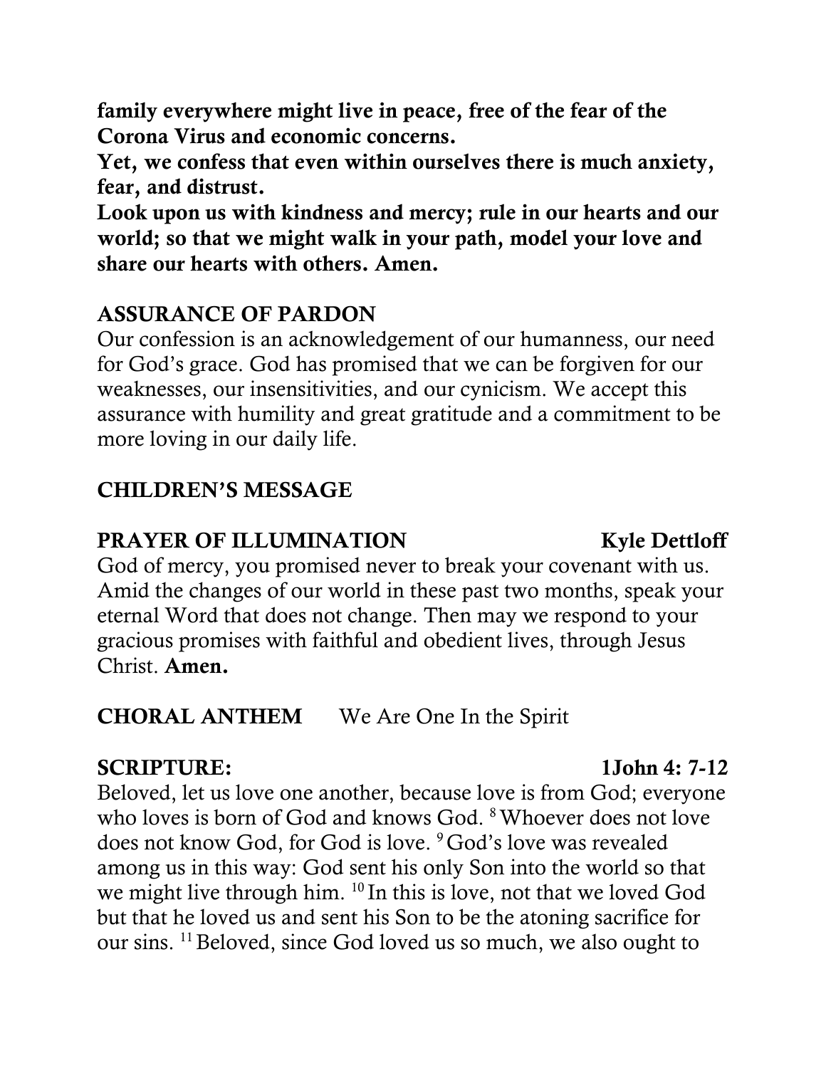**family everywhere might live in peace, free of the fear of the Corona Virus and economic concerns.**
**Yet, we confess that even within ourselves there is much anxiety, fear, and distrust.**
**Look upon us with kindness and mercy; rule in our hearts and our world; so that we might walk in your path, model your love and share our hearts with others. Amen.**

**ASSURANCE OF PARDON**

Our confession is an acknowledgement of our humanness, our need for God's grace. God has promised that we can be forgiven for our weaknesses, our insensitivities, and our cynicism. We accept this assurance with humility and great gratitude and a commitment to be more loving in our daily life.

**CHILDREN'S MESSAGE**

**PRAYER OF ILLUMINATION** **Kyle Dettloff**

God of mercy, you promised never to break your covenant with us. Amid the changes of our world in these past two months, speak your eternal Word that does not change. Then may we respond to your gracious promises with faithful and obedient lives, through Jesus Christ. **Amen.**

**CHORAL ANTHEM** We Are One In the Spirit

**SCRIPTURE:** **1John 4: 7-12**

Beloved, let us love one another, because love is from God; everyone who loves is born of God and knows God. [8] Whoever does not love does not know God, for God is love. [9] God's love was revealed among us in this way: God sent his only Son into the world so that we might live through him. [10] In this is love, not that we loved God but that he loved us and sent his Son to be the atoning sacrifice for our sins. [11] Beloved, since God loved us so much, we also ought to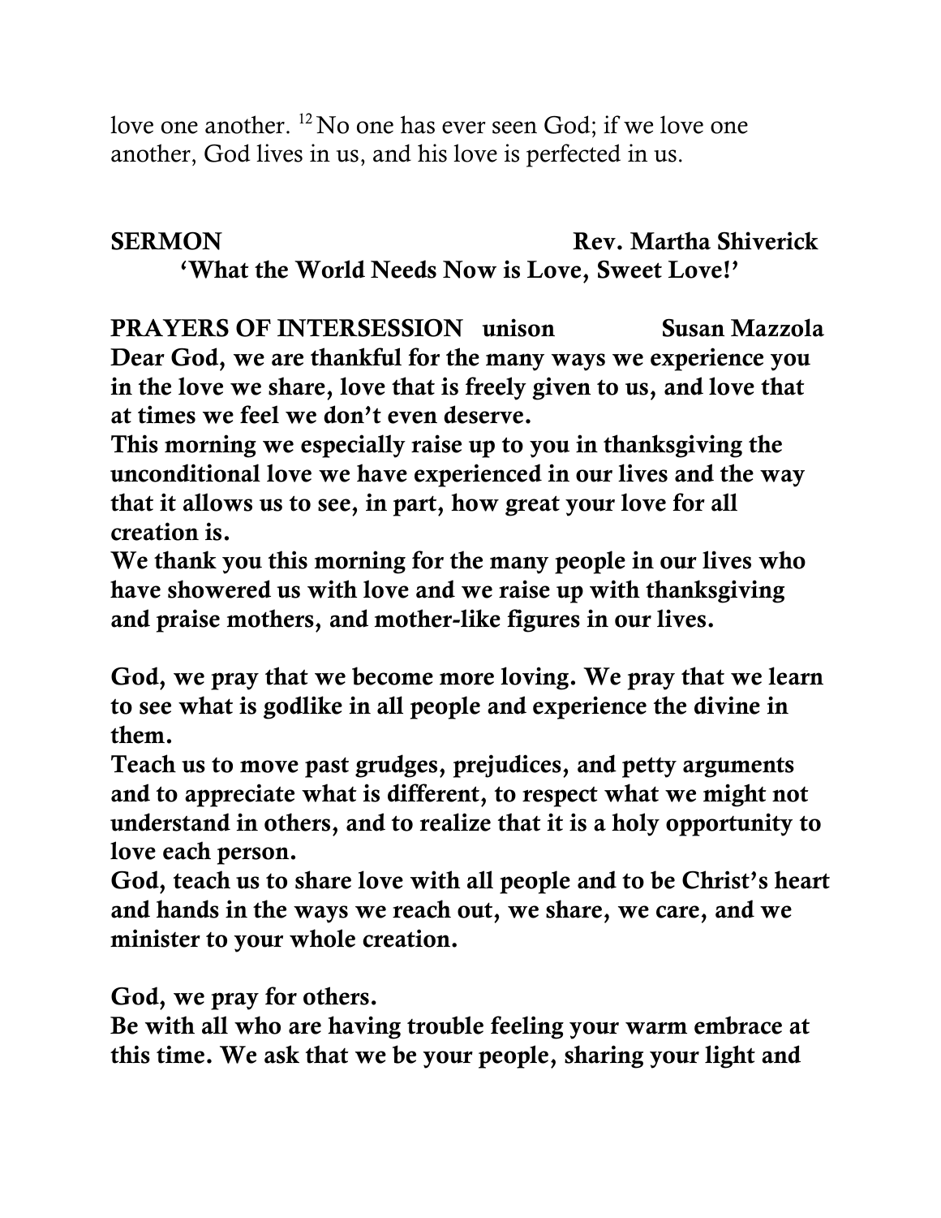love one another. [12] No one has ever seen God; if we love one another, God lives in us, and his love is perfected in us.

**SERMON** **Rev. Martha Shiverick**

**'What the World Needs Now is Love, Sweet Love!'**

**PRAYERS OF INTERSESSION unison** **Susan Mazzola**

**Dear God, we are thankful for the many ways we experience you in the love we share, love that is freely given to us, and love that at times we feel we don't even deserve.**

**This morning we especially raise up to you in thanksgiving the unconditional love we have experienced in our lives and the way that it allows us to see, in part, how great your love for all creation is.**

**We thank you this morning for the many people in our lives who have showered us with love and we raise up with thanksgiving and praise mothers, and mother-like figures in our lives.**

**God, we pray that we become more loving. We pray that we learn to see what is godlike in all people and experience the divine in them.**

**Teach us to move past grudges, prejudices, and petty arguments and to appreciate what is different, to respect what we might not understand in others, and to realize that it is a holy opportunity to love each person.**

**God, teach us to share love with all people and to be Christ's heart and hands in the ways we reach out, we share, we care, and we minister to your whole creation.**

**God, we pray for others.**

**Be with all who are having trouble feeling your warm embrace at this time. We ask that we be your people, sharing your light and**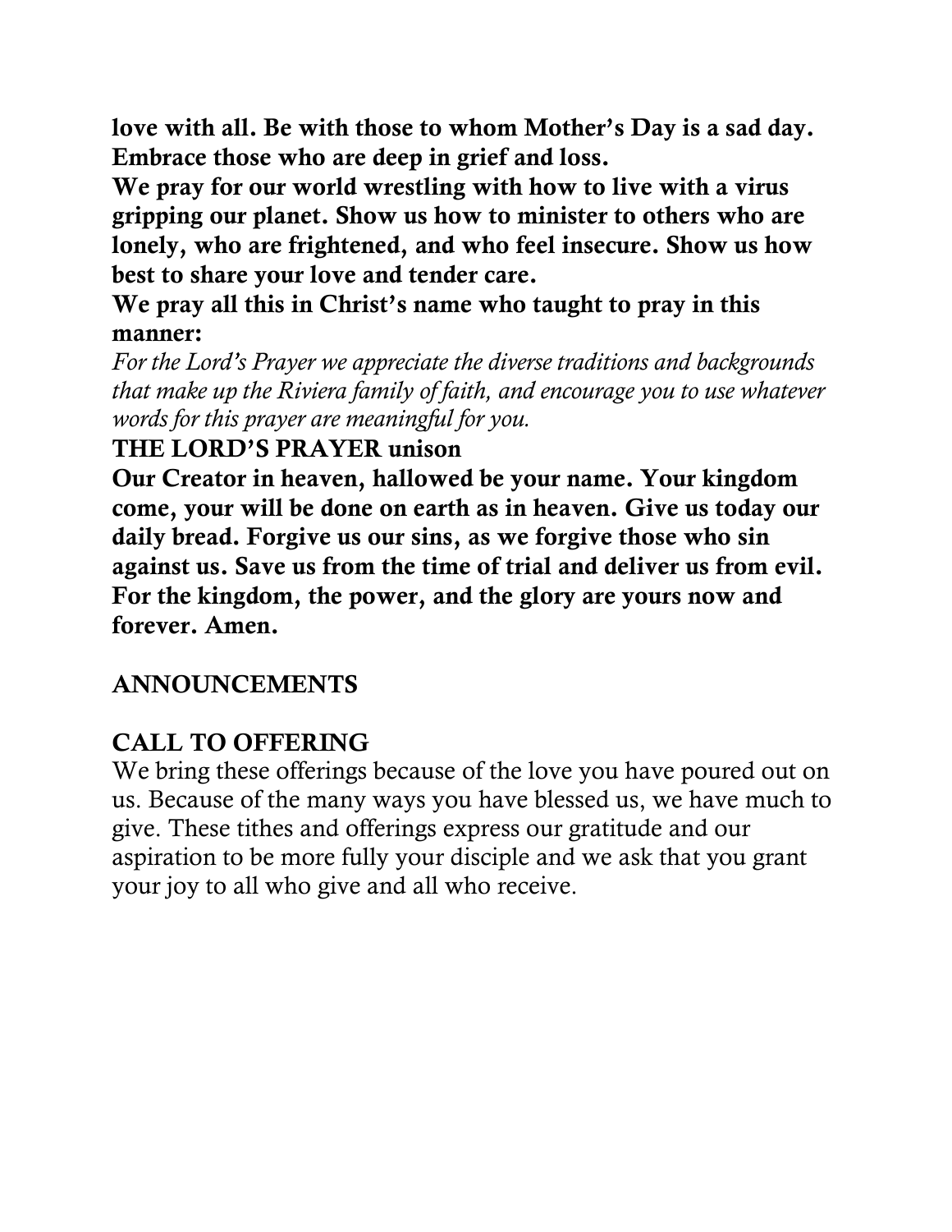**love with all. Be with those to whom Mother's Day is a sad day. Embrace those who are deep in grief and loss.**

**We pray for our world wrestling with how to live with a virus gripping our planet. Show us how to minister to others who are lonely, who are frightened, and who feel insecure. Show us how best to share your love and tender care.**

**We pray all this in Christ's name who taught to pray in this manner:**

*For the Lord's Prayer we appreciate the diverse traditions and backgrounds that make up the Riviera family of faith, and encourage you to use whatever words for this prayer are meaningful for you.*

**THE LORD'S PRAYER unison**

**Our Creator in heaven, hallowed be your name. Your kingdom come, your will be done on earth as in heaven. Give us today our daily bread. Forgive us our sins, as we forgive those who sin against us. Save us from the time of trial and deliver us from evil. For the kingdom, the power, and the glory are yours now and forever. Amen.**

## ANNOUNCEMENTS

## CALL TO OFFERING

We bring these offerings because of the love you have poured out on us. Because of the many ways you have blessed us, we have much to give. These tithes and offerings express our gratitude and our aspiration to be more fully your disciple and we ask that you grant your joy to all who give and all who receive.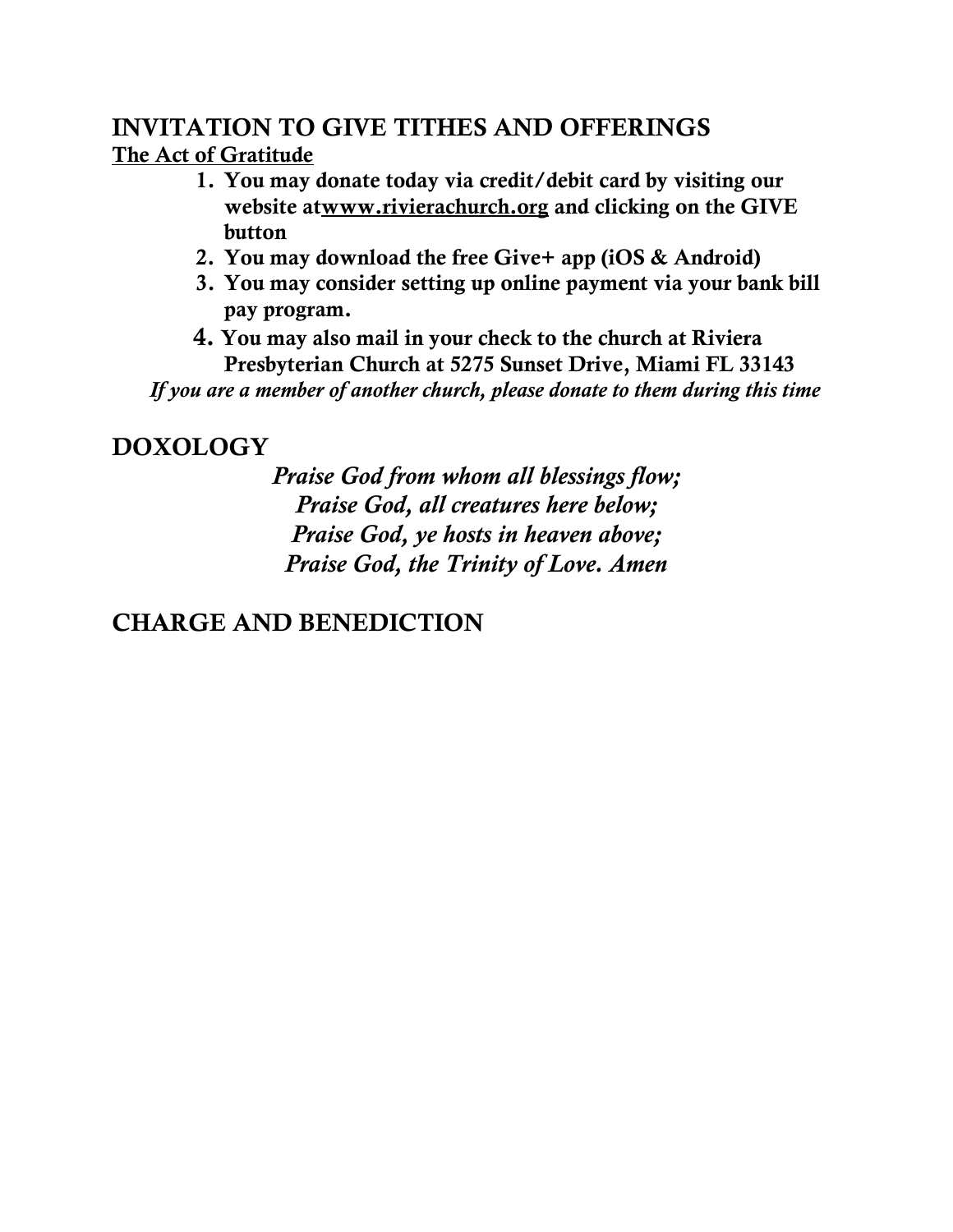## INVITATION TO GIVE TITHES AND OFFERINGS

**The Act of Gratitude**

1. **You may donate today via credit/debit card by visiting our website atwww.rivierachurch.org and clicking on the GIVE button**
2. **You may download the free Give+ app (iOS & Android)**
3. **You may consider setting up online payment via your bank bill pay program.**
4. **You may also mail in your check to the church at Riviera Presbyterian Church at 5275 Sunset Drive, Miami FL 33143**

*If you are a member of another church, please donate to them during this time*

## DOXOLOGY

*Praise God from whom all blessings flow;*
*Praise God, all creatures here below;*
*Praise God, ye hosts in heaven above;*
*Praise God, the Trinity of Love. Amen*

## CHARGE AND BENEDICTION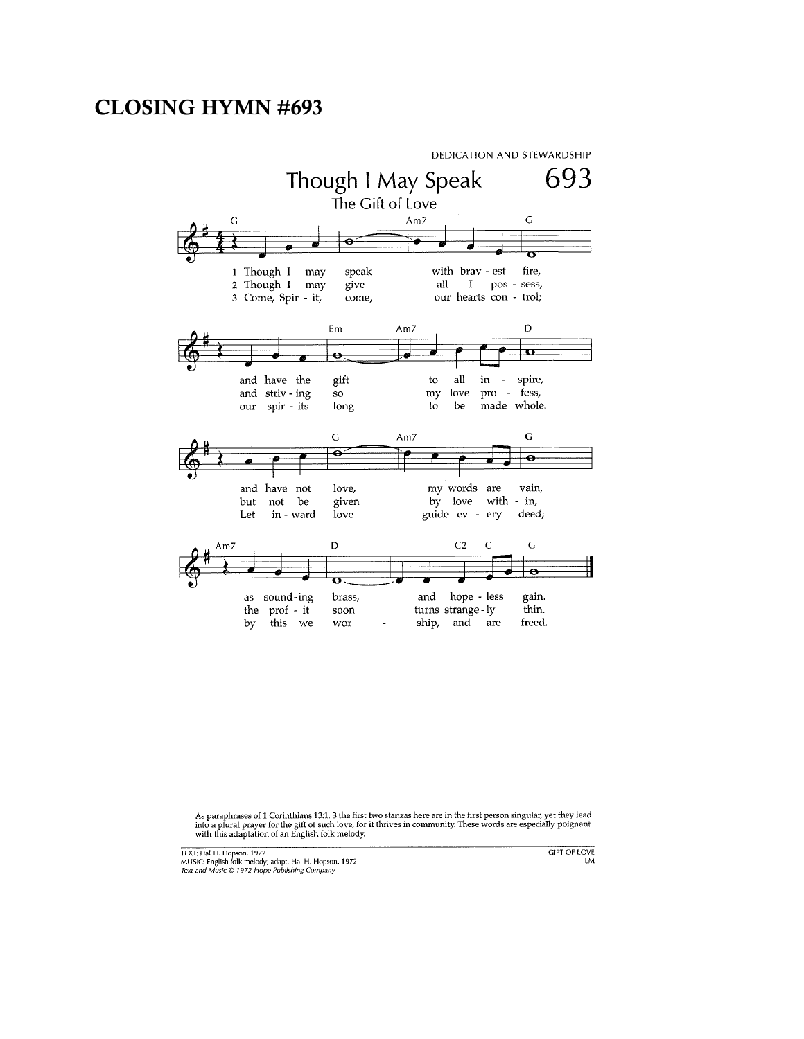# CLOSING HYMN #693

DEDICATION AND STEWARDSHIP

## Though I May Speak — 693

### The Gift of Love

1 Though I may speak with brav - est fire,
and have the gift to all in - spire,
and have not love, my words are vain,
as sound-ing brass, and hope - less gain.

2 Though I may give all I pos - sess,
and striv - ing so my love pro - fess,
but not be given by love with - in,
the prof - it soon turns strange - ly thin.

3 Come, Spir - it, come, our hearts con - trol;
our spir - its long to be made whole.
Let in - ward love guide ev - ery deed;
by this we wor - ship, and are freed.

As paraphrases of 1 Corinthians 13:1, 3 the first two stanzas here are in the first person singular, yet they lead into a plural prayer for the gift of such love, for it thrives in community. These words are especially poignant with this adaptation of an English folk melody.

TEXT: Hal H. Hopson, 1972
MUSIC: English folk melody; adapt. Hal H. Hopson, 1972
*Text and Music © 1972 Hope Publishing Company*

GIFT OF LOVE
LM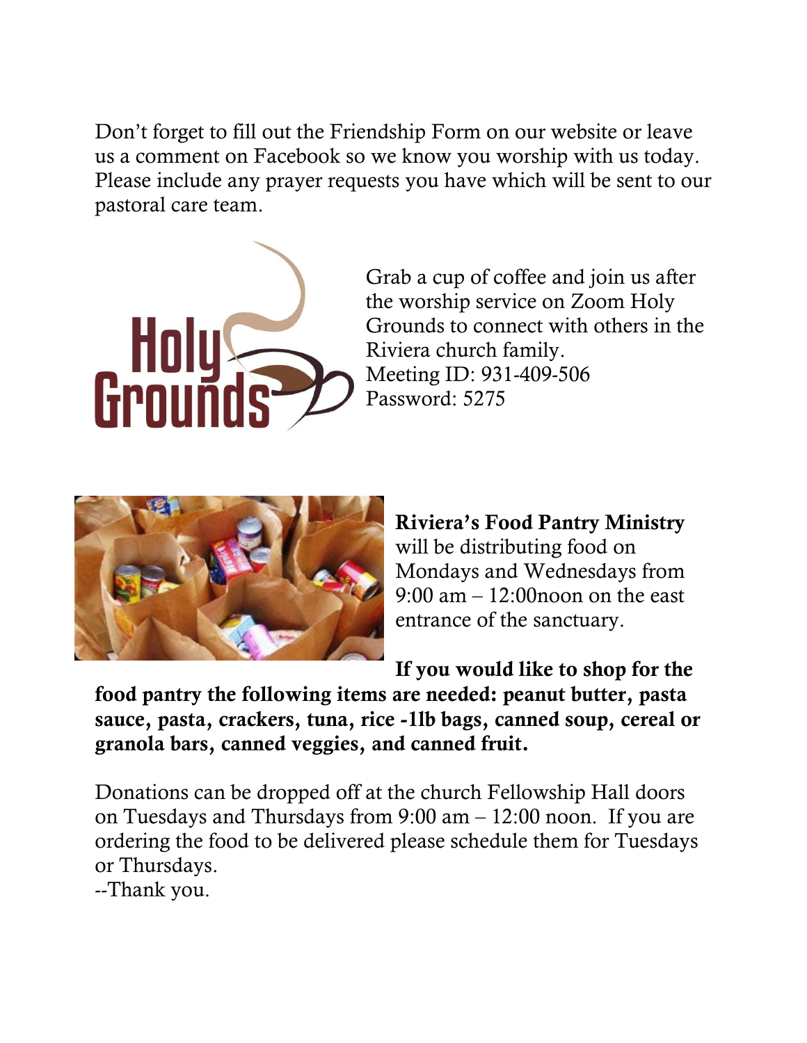Don't forget to fill out the Friendship Form on our website or leave us a comment on Facebook so we know you worship with us today. Please include any prayer requests you have which will be sent to our pastoral care team.

Grab a cup of coffee and join us after the worship service on Zoom Holy Grounds to connect with others in the Riviera church family.
Meeting ID: 931-409-506
Password: 5275

**Riviera's Food Pantry Ministry** will be distributing food on Mondays and Wednesdays from 9:00 am – 12:00noon on the east entrance of the sanctuary.

**If you would like to shop for the food pantry the following items are needed: peanut butter, pasta sauce, pasta, crackers, tuna, rice -1lb bags, canned soup, cereal or granola bars, canned veggies, and canned fruit.**

Donations can be dropped off at the church Fellowship Hall doors on Tuesdays and Thursdays from 9:00 am – 12:00 noon. If you are ordering the food to be delivered please schedule them for Tuesdays or Thursdays.
--Thank you.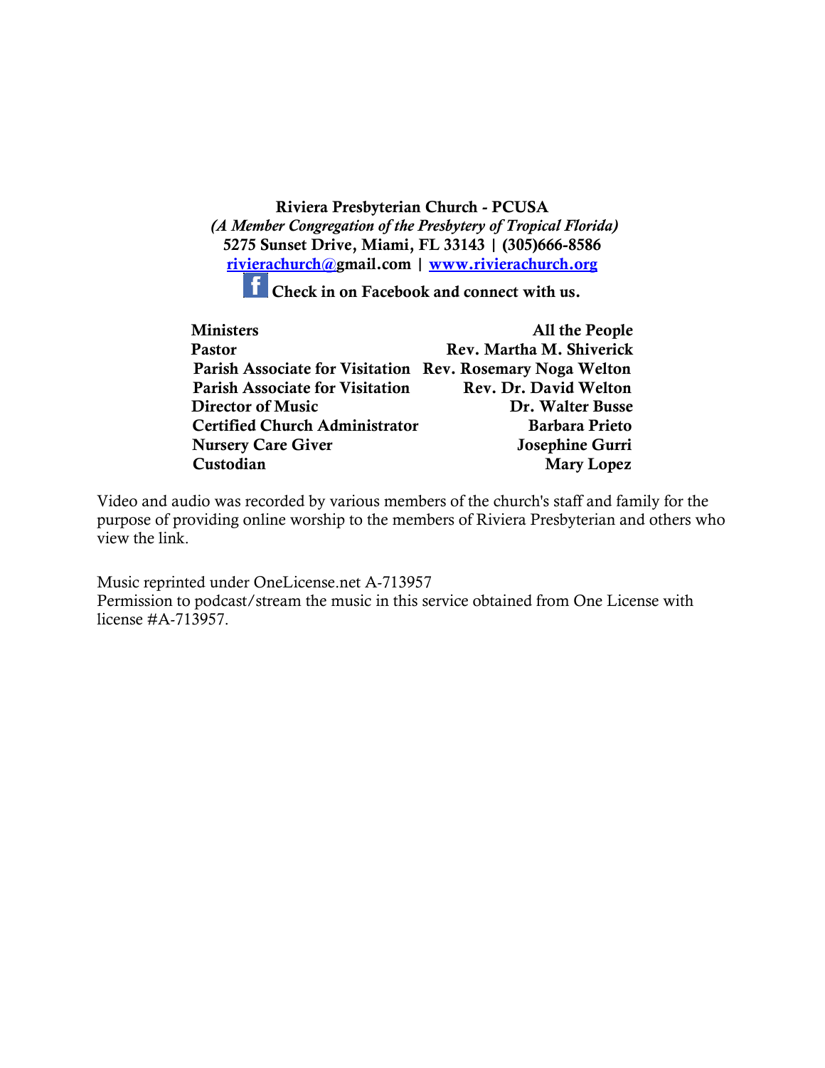**Riviera Presbyterian Church - PCUSA**
*(A Member Congregation of the Presbytery of Tropical Florida)*
**5275 Sunset Drive, Miami, FL 33143 | (305)666-8586**
**rivierachurch@gmail.com | www.rivierachurch.org**

**Check in on Facebook and connect with us.**

| | |
|---|---|
| **Ministers** | **All the People** |
| **Pastor** | **Rev. Martha M. Shiverick** |
| **Parish Associate for Visitation** | **Rev. Rosemary Noga Welton** |
| **Parish Associate for Visitation** | **Rev. Dr. David Welton** |
| **Director of Music** | **Dr. Walter Busse** |
| **Certified Church Administrator** | **Barbara Prieto** |
| **Nursery Care Giver** | **Josephine Gurri** |
| **Custodian** | **Mary Lopez** |

Video and audio was recorded by various members of the church's staff and family for the purpose of providing online worship to the members of Riviera Presbyterian and others who view the link.

Music reprinted under OneLicense.net A-713957
Permission to podcast/stream the music in this service obtained from One License with license #A-713957.